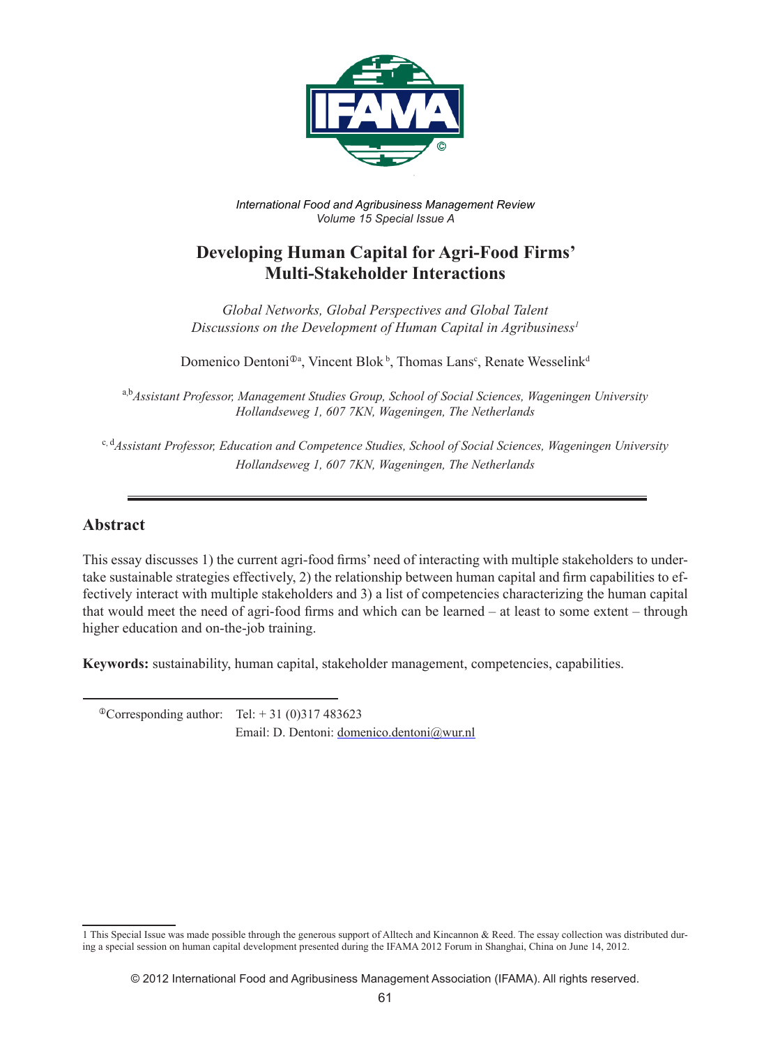International Food and Agribusiness Management Review
Volume 15 Special Issue A

# Developing Human Capital for Agri-Food Firms' Multi-Stakeholder Interactions

*Global Networks, Global Perspectives and Global Talent*
*Discussions on the Development of Human Capital in Agribusiness*[1]

Domenico Dentoni[ⓐa], Vincent Blok[b], Thomas Lans[c], Renate Wesselink[d]

[a,b] *Assistant Professor, Management Studies Group, School of Social Sciences, Wageningen University Hollandseweg 1, 607 7KN, Wageningen, The Netherlands*

[c, d] *Assistant Professor, Education and Competence Studies, School of Social Sciences, Wageningen University Hollandseweg 1, 607 7KN, Wageningen, The Netherlands*

## Abstract

This essay discusses 1) the current agri-food firms' need of interacting with multiple stakeholders to undertake sustainable strategies effectively, 2) the relationship between human capital and firm capabilities to effectively interact with multiple stakeholders and 3) a list of competencies characterizing the human capital that would meet the need of agri-food firms and which can be learned – at least to some extent – through higher education and on-the-job training.

**Keywords:** sustainability, human capital, stakeholder management, competencies, capabilities.

ⓐCorresponding author: Tel: + 31 (0)317 483623
Email: D. Dentoni: domenico.dentoni@wur.nl

1 This Special Issue was made possible through the generous support of Alltech and Kincannon & Reed. The essay collection was distributed during a special session on human capital development presented during the IFAMA 2012 Forum in Shanghai, China on June 14, 2012.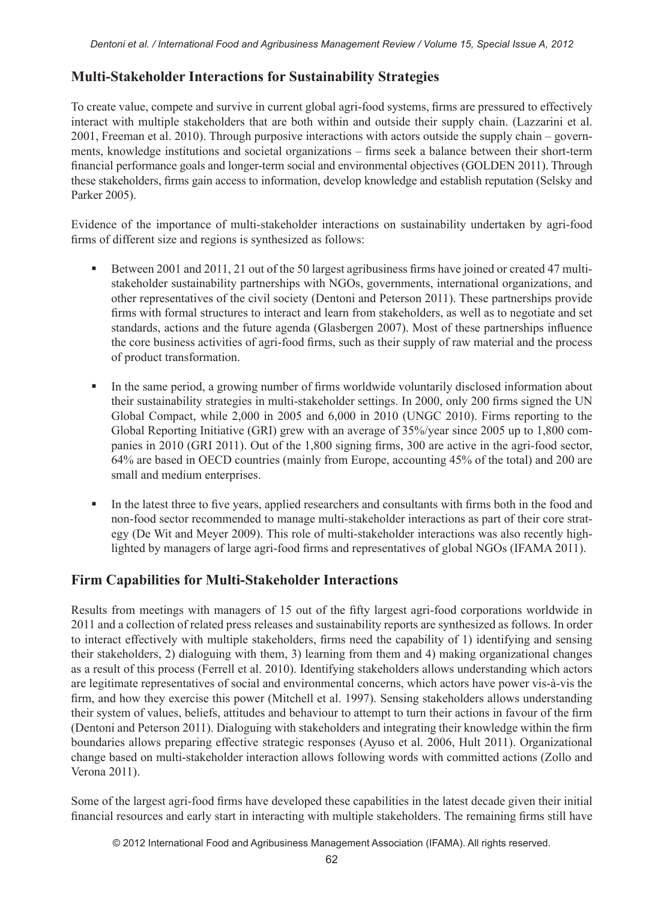## Multi-Stakeholder Interactions for Sustainability Strategies

To create value, compete and survive in current global agri-food systems, firms are pressured to effectively interact with multiple stakeholders that are both within and outside their supply chain. (Lazzarini et al. 2001, Freeman et al. 2010). Through purposive interactions with actors outside the supply chain – governments, knowledge institutions and societal organizations – firms seek a balance between their short-term financial performance goals and longer-term social and environmental objectives (GOLDEN 2011). Through these stakeholders, firms gain access to information, develop knowledge and establish reputation (Selsky and Parker 2005).

Evidence of the importance of multi-stakeholder interactions on sustainability undertaken by agri-food firms of different size and regions is synthesized as follows:

- Between 2001 and 2011, 21 out of the 50 largest agribusiness firms have joined or created 47 multi-stakeholder sustainability partnerships with NGOs, governments, international organizations, and other representatives of the civil society (Dentoni and Peterson 2011). These partnerships provide firms with formal structures to interact and learn from stakeholders, as well as to negotiate and set standards, actions and the future agenda (Glasbergen 2007). Most of these partnerships influence the core business activities of agri-food firms, such as their supply of raw material and the process of product transformation.

- In the same period, a growing number of firms worldwide voluntarily disclosed information about their sustainability strategies in multi-stakeholder settings. In 2000, only 200 firms signed the UN Global Compact, while 2,000 in 2005 and 6,000 in 2010 (UNGC 2010). Firms reporting to the Global Reporting Initiative (GRI) grew with an average of 35%/year since 2005 up to 1,800 companies in 2010 (GRI 2011). Out of the 1,800 signing firms, 300 are active in the agri-food sector, 64% are based in OECD countries (mainly from Europe, accounting 45% of the total) and 200 are small and medium enterprises.

- In the latest three to five years, applied researchers and consultants with firms both in the food and non-food sector recommended to manage multi-stakeholder interactions as part of their core strategy (De Wit and Meyer 2009). This role of multi-stakeholder interactions was also recently highlighted by managers of large agri-food firms and representatives of global NGOs (IFAMA 2011).

## Firm Capabilities for Multi-Stakeholder Interactions

Results from meetings with managers of 15 out of the fifty largest agri-food corporations worldwide in 2011 and a collection of related press releases and sustainability reports are synthesized as follows. In order to interact effectively with multiple stakeholders, firms need the capability of 1) identifying and sensing their stakeholders, 2) dialoguing with them, 3) learning from them and 4) making organizational changes as a result of this process (Ferrell et al. 2010). Identifying stakeholders allows understanding which actors are legitimate representatives of social and environmental concerns, which actors have power vis-à-vis the firm, and how they exercise this power (Mitchell et al. 1997). Sensing stakeholders allows understanding their system of values, beliefs, attitudes and behaviour to attempt to turn their actions in favour of the firm (Dentoni and Peterson 2011). Dialoguing with stakeholders and integrating their knowledge within the firm boundaries allows preparing effective strategic responses (Ayuso et al. 2006, Hult 2011). Organizational change based on multi-stakeholder interaction allows following words with committed actions (Zollo and Verona 2011).

Some of the largest agri-food firms have developed these capabilities in the latest decade given their initial financial resources and early start in interacting with multiple stakeholders. The remaining firms still have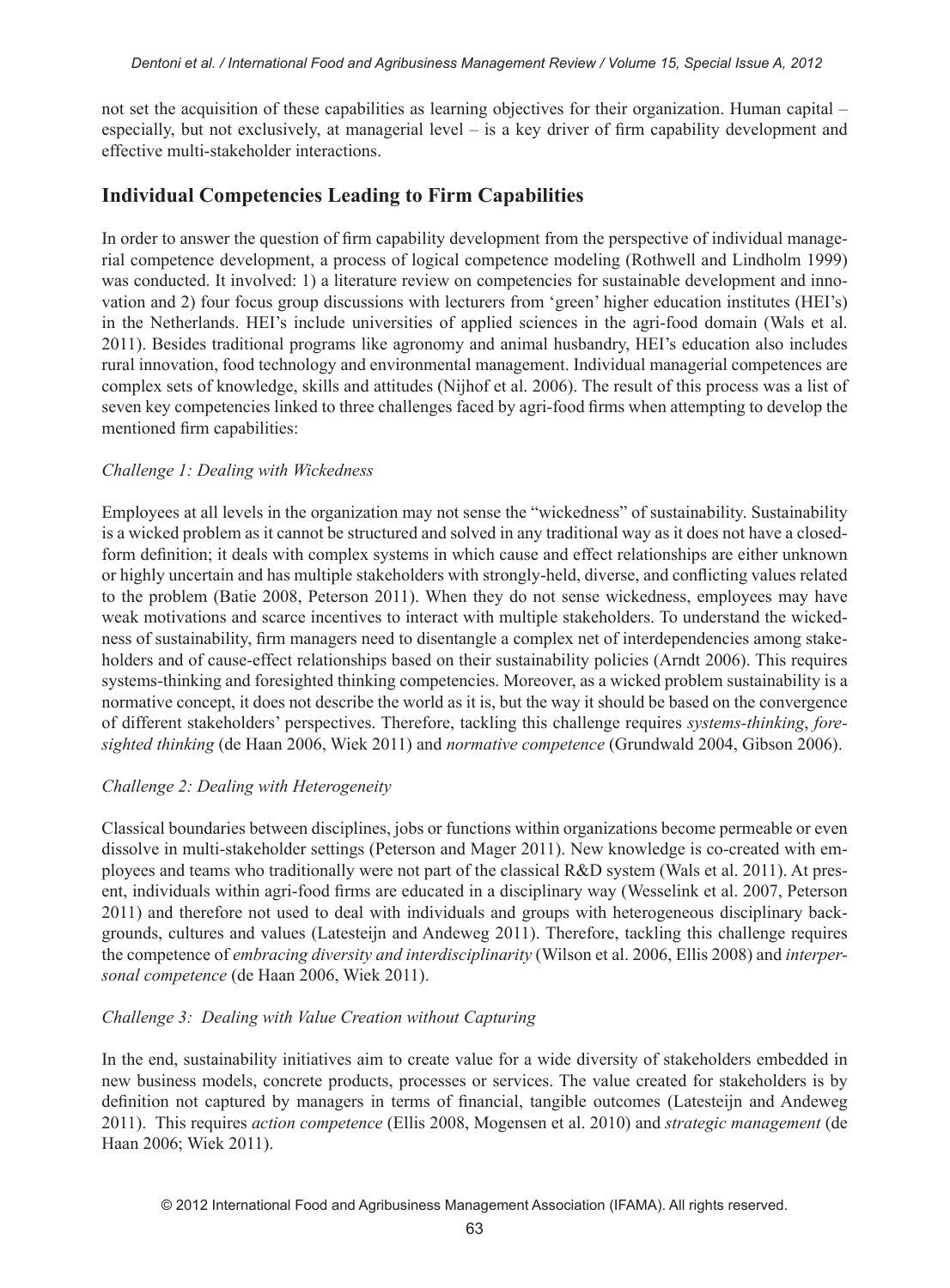not set the acquisition of these capabilities as learning objectives for their organization. Human capital – especially, but not exclusively, at managerial level – is a key driver of firm capability development and effective multi-stakeholder interactions.

## Individual Competencies Leading to Firm Capabilities

In order to answer the question of firm capability development from the perspective of individual managerial competence development, a process of logical competence modeling (Rothwell and Lindholm 1999) was conducted. It involved: 1) a literature review on competencies for sustainable development and innovation and 2) four focus group discussions with lecturers from 'green' higher education institutes (HEI's) in the Netherlands. HEI's include universities of applied sciences in the agri-food domain (Wals et al. 2011). Besides traditional programs like agronomy and animal husbandry, HEI's education also includes rural innovation, food technology and environmental management. Individual managerial competences are complex sets of knowledge, skills and attitudes (Nijhof et al. 2006). The result of this process was a list of seven key competencies linked to three challenges faced by agri-food firms when attempting to develop the mentioned firm capabilities:

### *Challenge 1: Dealing with Wickedness*

Employees at all levels in the organization may not sense the "wickedness" of sustainability. Sustainability is a wicked problem as it cannot be structured and solved in any traditional way as it does not have a closed-form definition; it deals with complex systems in which cause and effect relationships are either unknown or highly uncertain and has multiple stakeholders with strongly-held, diverse, and conflicting values related to the problem (Batie 2008, Peterson 2011). When they do not sense wickedness, employees may have weak motivations and scarce incentives to interact with multiple stakeholders. To understand the wickedness of sustainability, firm managers need to disentangle a complex net of interdependencies among stakeholders and of cause-effect relationships based on their sustainability policies (Arndt 2006). This requires systems-thinking and foresighted thinking competencies. Moreover, as a wicked problem sustainability is a normative concept, it does not describe the world as it is, but the way it should be based on the convergence of different stakeholders' perspectives. Therefore, tackling this challenge requires *systems-thinking*, *foresighted thinking* (de Haan 2006, Wiek 2011) and *normative competence* (Grundwald 2004, Gibson 2006).

### *Challenge 2: Dealing with Heterogeneity*

Classical boundaries between disciplines, jobs or functions within organizations become permeable or even dissolve in multi-stakeholder settings (Peterson and Mager 2011). New knowledge is co-created with employees and teams who traditionally were not part of the classical R&D system (Wals et al. 2011). At present, individuals within agri-food firms are educated in a disciplinary way (Wesselink et al. 2007, Peterson 2011) and therefore not used to deal with individuals and groups with heterogeneous disciplinary backgrounds, cultures and values (Latesteijn and Andeweg 2011). Therefore, tackling this challenge requires the competence of *embracing diversity and interdisciplinarity* (Wilson et al. 2006, Ellis 2008) and *interpersonal competence* (de Haan 2006, Wiek 2011).

### *Challenge 3: Dealing with Value Creation without Capturing*

In the end, sustainability initiatives aim to create value for a wide diversity of stakeholders embedded in new business models, concrete products, processes or services. The value created for stakeholders is by definition not captured by managers in terms of financial, tangible outcomes (Latesteijn and Andeweg 2011). This requires *action competence* (Ellis 2008, Mogensen et al. 2010) and *strategic management* (de Haan 2006; Wiek 2011).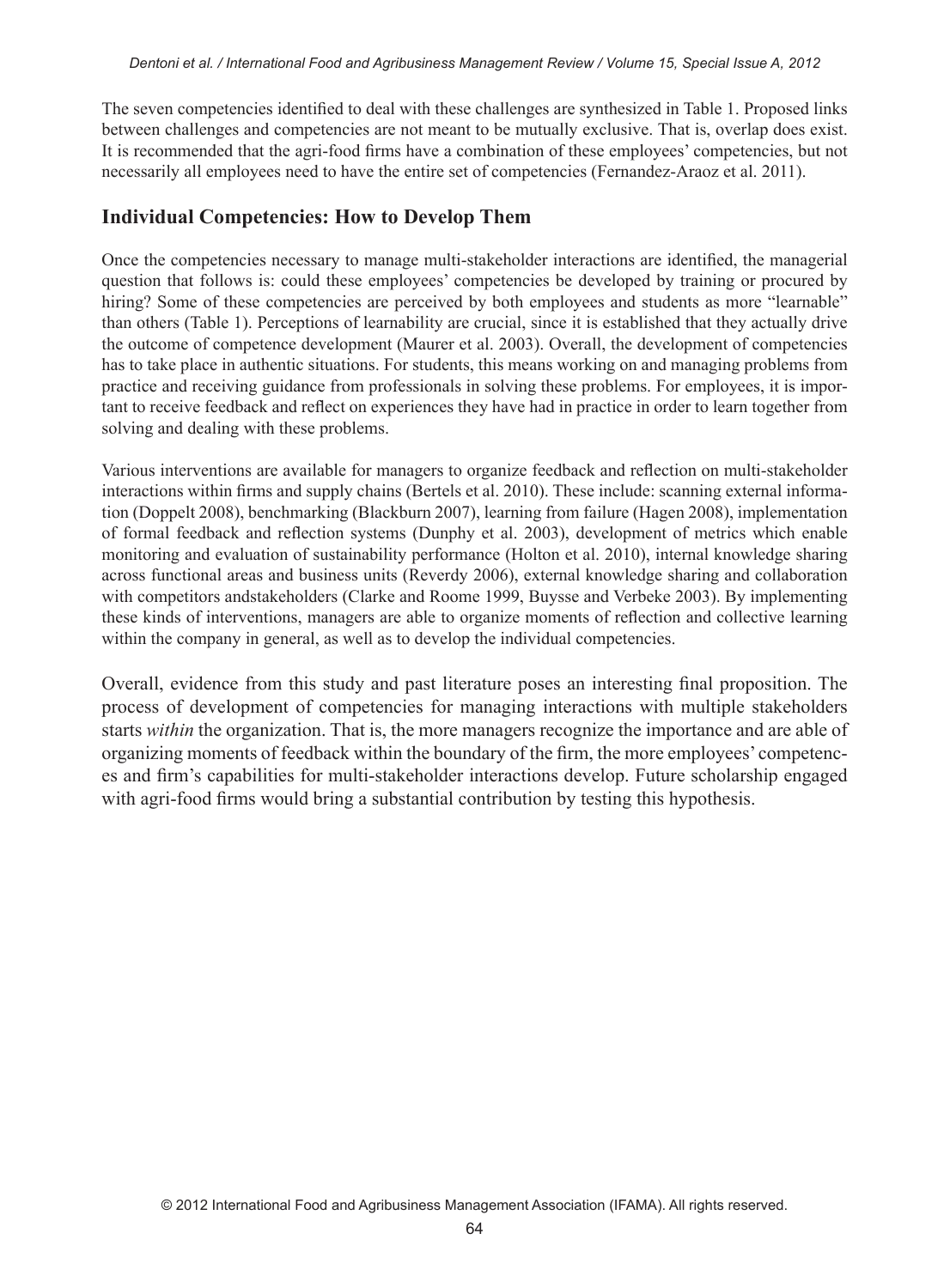The seven competencies identified to deal with these challenges are synthesized in Table 1. Proposed links between challenges and competencies are not meant to be mutually exclusive. That is, overlap does exist. It is recommended that the agri-food firms have a combination of these employees' competencies, but not necessarily all employees need to have the entire set of competencies (Fernandez-Araoz et al. 2011).

## Individual Competencies: How to Develop Them

Once the competencies necessary to manage multi-stakeholder interactions are identified, the managerial question that follows is: could these employees' competencies be developed by training or procured by hiring? Some of these competencies are perceived by both employees and students as more "learnable" than others (Table 1). Perceptions of learnability are crucial, since it is established that they actually drive the outcome of competence development (Maurer et al. 2003). Overall, the development of competencies has to take place in authentic situations. For students, this means working on and managing problems from practice and receiving guidance from professionals in solving these problems. For employees, it is important to receive feedback and reflect on experiences they have had in practice in order to learn together from solving and dealing with these problems.

Various interventions are available for managers to organize feedback and reflection on multi-stakeholder interactions within firms and supply chains (Bertels et al. 2010). These include: scanning external information (Doppelt 2008), benchmarking (Blackburn 2007), learning from failure (Hagen 2008), implementation of formal feedback and reflection systems (Dunphy et al. 2003), development of metrics which enable monitoring and evaluation of sustainability performance (Holton et al. 2010), internal knowledge sharing across functional areas and business units (Reverdy 2006), external knowledge sharing and collaboration with competitors andstakeholders (Clarke and Roome 1999, Buysse and Verbeke 2003). By implementing these kinds of interventions, managers are able to organize moments of reflection and collective learning within the company in general, as well as to develop the individual competencies.

Overall, evidence from this study and past literature poses an interesting final proposition. The process of development of competencies for managing interactions with multiple stakeholders starts *within* the organization. That is, the more managers recognize the importance and are able of organizing moments of feedback within the boundary of the firm, the more employees' competences and firm's capabilities for multi-stakeholder interactions develop. Future scholarship engaged with agri-food firms would bring a substantial contribution by testing this hypothesis.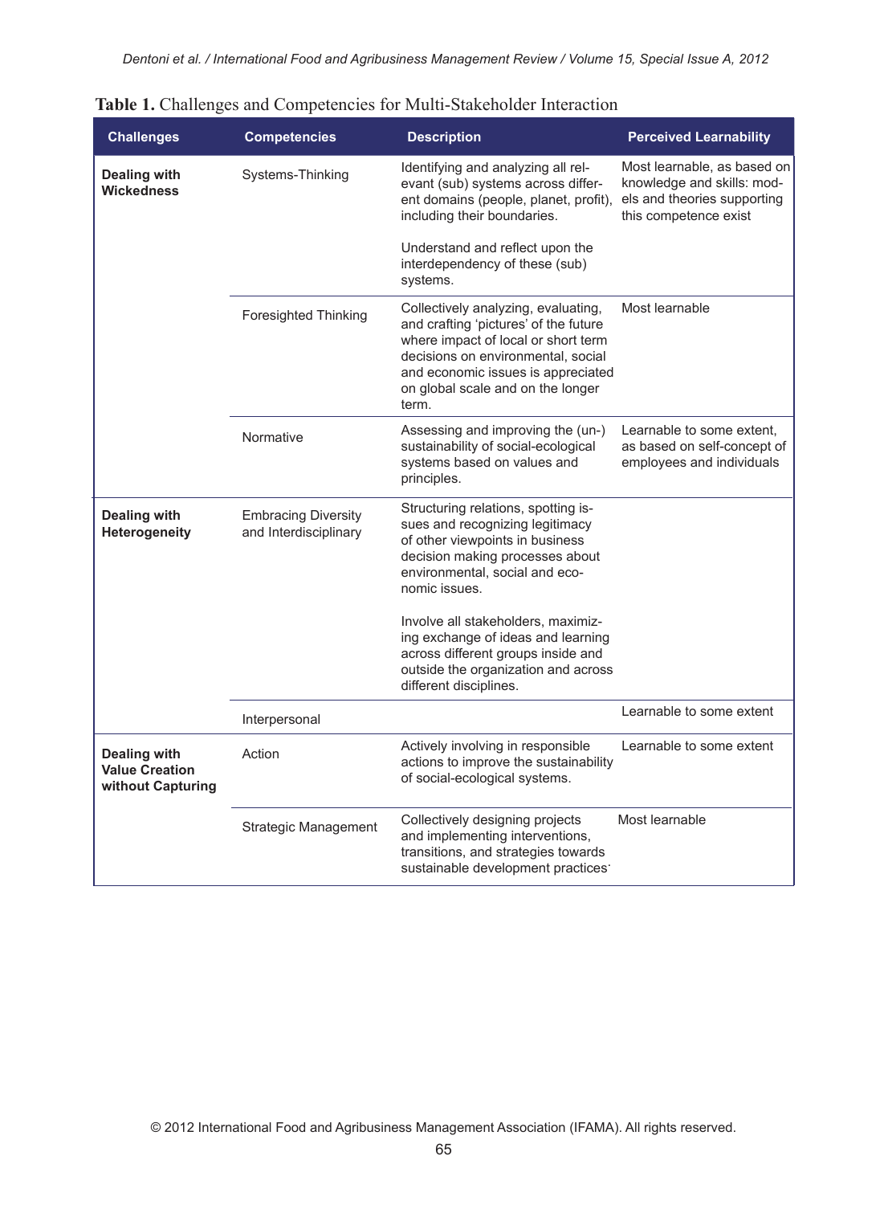**Table 1.** Challenges and Competencies for Multi-Stakeholder Interaction

| Challenges | Competencies | Description | Perceived Learnability |
|---|---|---|---|
| **Dealing with Wickedness** | Systems-Thinking | Identifying and analyzing all relevant (sub) systems across different domains (people, planet, profit), including their boundaries. Understand and reflect upon the interdependency of these (sub) systems. | Most learnable, as based on knowledge and skills: models and theories supporting this competence exist |
| | Foresighted Thinking | Collectively analyzing, evaluating, and crafting 'pictures' of the future where impact of local or short term decisions on environmental, social and economic issues is appreciated on global scale and on the longer term. | Most learnable |
| | Normative | Assessing and improving the (un-) sustainability of social-ecological systems based on values and principles. | Learnable to some extent, as based on self-concept of employees and individuals |
| **Dealing with Heterogeneity** | Embracing Diversity and Interdisciplinary | Structuring relations, spotting issues and recognizing legitimacy of other viewpoints in business decision making processes about environmental, social and economic issues. Involve all stakeholders, maximizing exchange of ideas and learning across different groups inside and outside the organization and across different disciplines. | |
| | Interpersonal | | Learnable to some extent |
| **Dealing with Value Creation without Capturing** | Action | Actively involving in responsible actions to improve the sustainability of social-ecological systems. | Learnable to some extent |
| | Strategic Management | Collectively designing projects and implementing interventions, transitions, and strategies towards sustainable development practices. | Most learnable |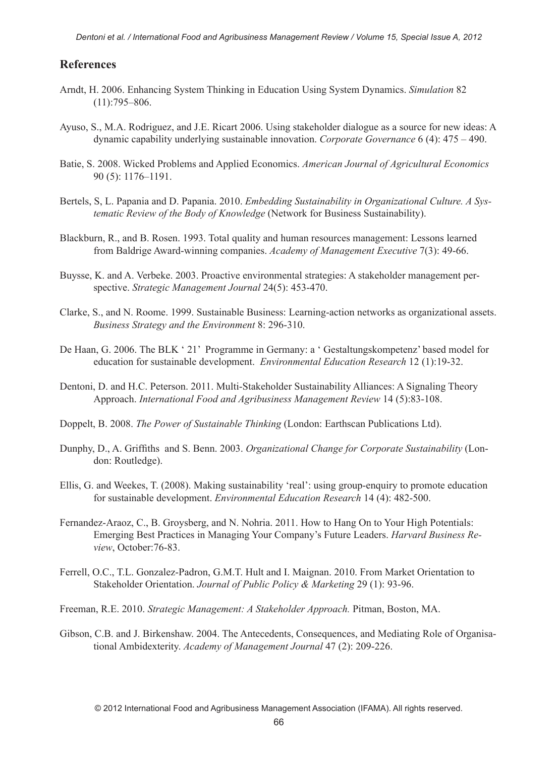## References

Arndt, H. 2006. Enhancing System Thinking in Education Using System Dynamics. *Simulation* 82 (11):795–806.

Ayuso, S., M.A. Rodriguez, and J.E. Ricart 2006. Using stakeholder dialogue as a source for new ideas: A dynamic capability underlying sustainable innovation. *Corporate Governance* 6 (4): 475 – 490.

Batie, S. 2008. Wicked Problems and Applied Economics. *American Journal of Agricultural Economics* 90 (5): 1176–1191.

Bertels, S, L. Papania and D. Papania. 2010. *Embedding Sustainability in Organizational Culture. A Systematic Review of the Body of Knowledge* (Network for Business Sustainability).

Blackburn, R., and B. Rosen. 1993. Total quality and human resources management: Lessons learned from Baldrige Award-winning companies. *Academy of Management Executive* 7(3): 49-66.

Buysse, K. and A. Verbeke. 2003. Proactive environmental strategies: A stakeholder management perspective. *Strategic Management Journal* 24(5): 453-470.

Clarke, S., and N. Roome. 1999. Sustainable Business: Learning-action networks as organizational assets. *Business Strategy and the Environment* 8: 296-310.

De Haan, G. 2006. The BLK ' 21' Programme in Germany: a ' Gestaltungskompetenz' based model for education for sustainable development. *Environmental Education Research* 12 (1):19-32.

Dentoni, D. and H.C. Peterson. 2011. Multi-Stakeholder Sustainability Alliances: A Signaling Theory Approach. *International Food and Agribusiness Management Review* 14 (5):83-108.

Doppelt, B. 2008. *The Power of Sustainable Thinking* (London: Earthscan Publications Ltd).

Dunphy, D., A. Griffiths and S. Benn. 2003. *Organizational Change for Corporate Sustainability* (London: Routledge).

Ellis, G. and Weekes, T. (2008). Making sustainability 'real': using group-enquiry to promote education for sustainable development. *Environmental Education Research* 14 (4): 482-500.

Fernandez-Araoz, C., B. Groysberg, and N. Nohria. 2011. How to Hang On to Your High Potentials: Emerging Best Practices in Managing Your Company's Future Leaders. *Harvard Business Review*, October:76-83.

Ferrell, O.C., T.L. Gonzalez-Padron, G.M.T. Hult and I. Maignan. 2010. From Market Orientation to Stakeholder Orientation. *Journal of Public Policy & Marketing* 29 (1): 93-96.

Freeman, R.E. 2010. *Strategic Management: A Stakeholder Approach.* Pitman, Boston, MA.

Gibson, C.B. and J. Birkenshaw. 2004. The Antecedents, Consequences, and Mediating Role of Organisational Ambidexterity. *Academy of Management Journal* 47 (2): 209-226.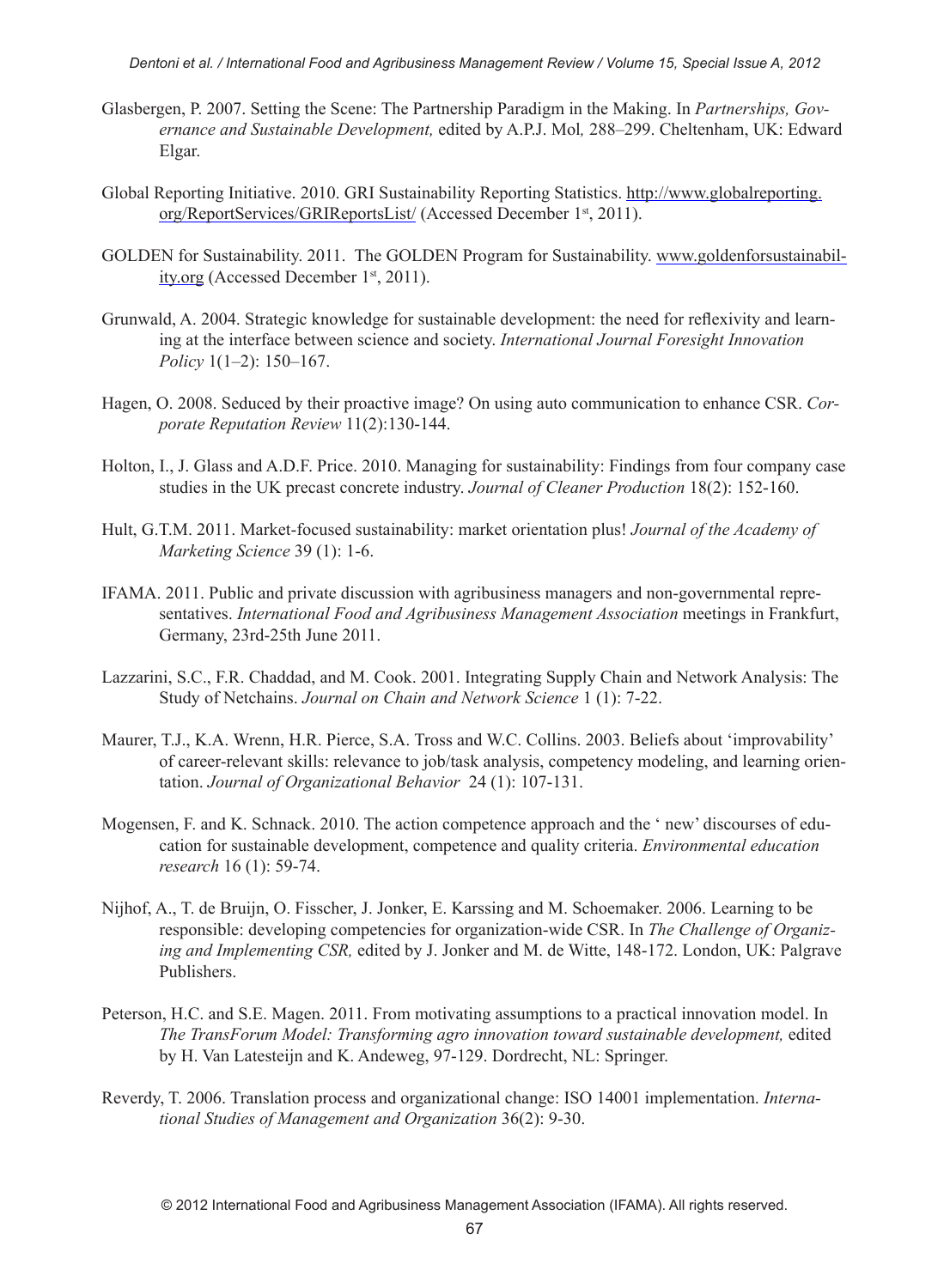Glasbergen, P. 2007. Setting the Scene: The Partnership Paradigm in the Making. In *Partnerships, Governance and Sustainable Development,* edited by A.P.J. Mol*,* 288–299. Cheltenham, UK: Edward Elgar.

Global Reporting Initiative. 2010. GRI Sustainability Reporting Statistics. http://www.globalreporting.org/ReportServices/GRIReportsList/ (Accessed December 1st, 2011).

GOLDEN for Sustainability. 2011. The GOLDEN Program for Sustainability. www.goldenforsustainability.org (Accessed December 1st, 2011).

Grunwald, A. 2004. Strategic knowledge for sustainable development: the need for reflexivity and learning at the interface between science and society. *International Journal Foresight Innovation Policy* 1(1–2): 150–167.

Hagen, O. 2008. Seduced by their proactive image? On using auto communication to enhance CSR. *Corporate Reputation Review* 11(2):130-144.

Holton, I., J. Glass and A.D.F. Price. 2010. Managing for sustainability: Findings from four company case studies in the UK precast concrete industry. *Journal of Cleaner Production* 18(2): 152-160.

Hult, G.T.M. 2011. Market-focused sustainability: market orientation plus! *Journal of the Academy of Marketing Science* 39 (1): 1-6.

IFAMA. 2011. Public and private discussion with agribusiness managers and non-governmental representatives. *International Food and Agribusiness Management Association* meetings in Frankfurt, Germany, 23rd-25th June 2011.

Lazzarini, S.C., F.R. Chaddad, and M. Cook. 2001. Integrating Supply Chain and Network Analysis: The Study of Netchains. *Journal on Chain and Network Science* 1 (1): 7-22.

Maurer, T.J., K.A. Wrenn, H.R. Pierce, S.A. Tross and W.C. Collins. 2003. Beliefs about 'improvability' of career-relevant skills: relevance to job/task analysis, competency modeling, and learning orientation. *Journal of Organizational Behavior* 24 (1): 107-131.

Mogensen, F. and K. Schnack. 2010. The action competence approach and the ' new' discourses of education for sustainable development, competence and quality criteria. *Environmental education research* 16 (1): 59-74.

Nijhof, A., T. de Bruijn, O. Fisscher, J. Jonker, E. Karssing and M. Schoemaker. 2006. Learning to be responsible: developing competencies for organization-wide CSR. In *The Challenge of Organizing and Implementing CSR,* edited by J. Jonker and M. de Witte, 148-172. London, UK: Palgrave Publishers.

Peterson, H.C. and S.E. Magen. 2011. From motivating assumptions to a practical innovation model. In *The TransForum Model: Transforming agro innovation toward sustainable development,* edited by H. Van Latesteijn and K. Andeweg, 97-129. Dordrecht, NL: Springer.

Reverdy, T. 2006. Translation process and organizational change: ISO 14001 implementation. *International Studies of Management and Organization* 36(2): 9-30.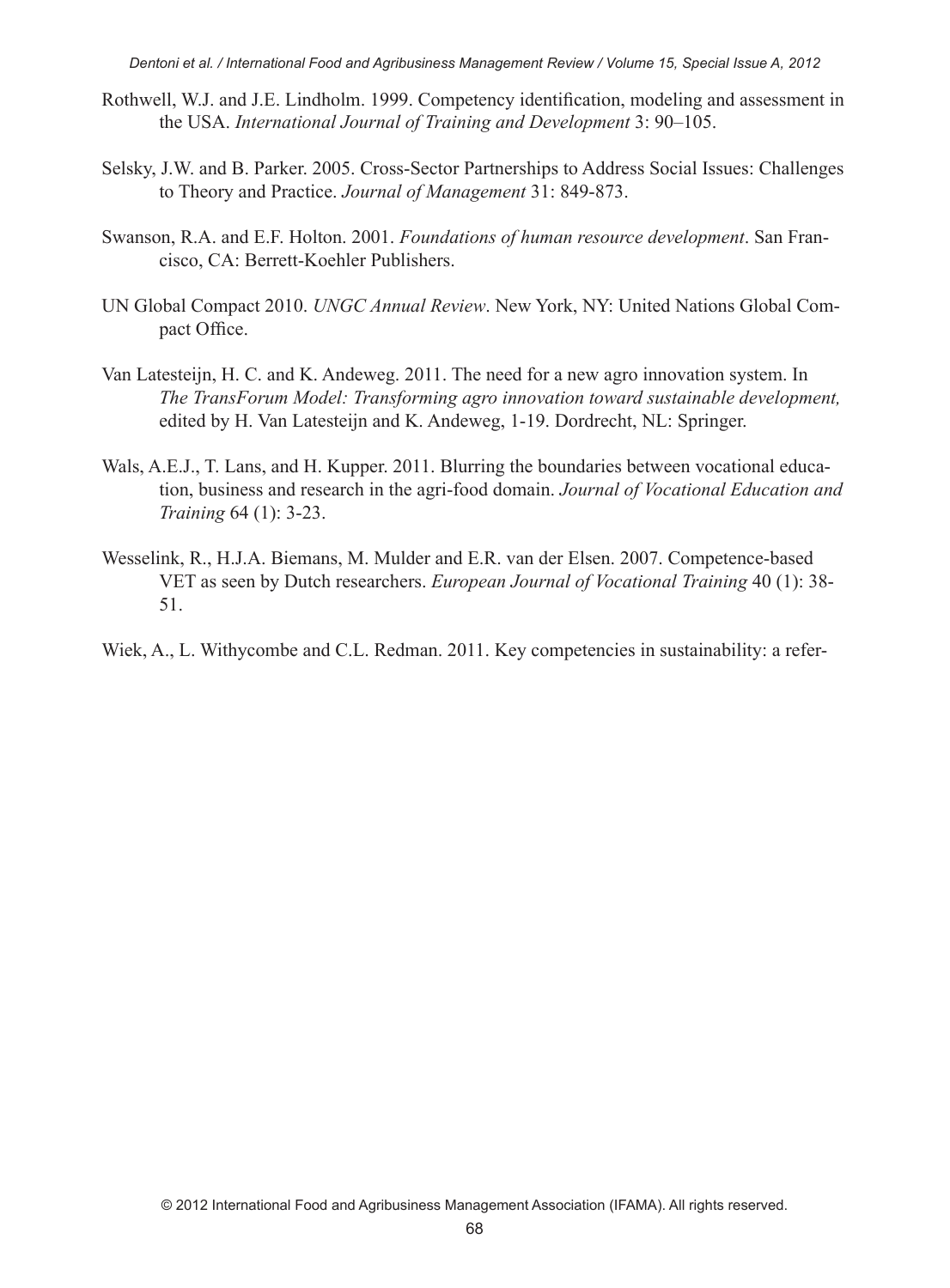Rothwell, W.J. and J.E. Lindholm. 1999. Competency identification, modeling and assessment in the USA. *International Journal of Training and Development* 3: 90–105.

Selsky, J.W. and B. Parker. 2005. Cross-Sector Partnerships to Address Social Issues: Challenges to Theory and Practice. *Journal of Management* 31: 849-873.

Swanson, R.A. and E.F. Holton. 2001. *Foundations of human resource development*. San Francisco, CA: Berrett-Koehler Publishers.

UN Global Compact 2010. *UNGC Annual Review*. New York, NY: United Nations Global Compact Office.

Van Latesteijn, H. C. and K. Andeweg. 2011. The need for a new agro innovation system. In *The TransForum Model: Transforming agro innovation toward sustainable development,* edited by H. Van Latesteijn and K. Andeweg, 1-19. Dordrecht, NL: Springer.

Wals, A.E.J., T. Lans, and H. Kupper. 2011. Blurring the boundaries between vocational education, business and research in the agri-food domain. *Journal of Vocational Education and Training* 64 (1): 3-23.

Wesselink, R., H.J.A. Biemans, M. Mulder and E.R. van der Elsen. 2007. Competence-based VET as seen by Dutch researchers. *European Journal of Vocational Training* 40 (1): 38-51.

Wiek, A., L. Withycombe and C.L. Redman. 2011. Key competencies in sustainability: a refer-